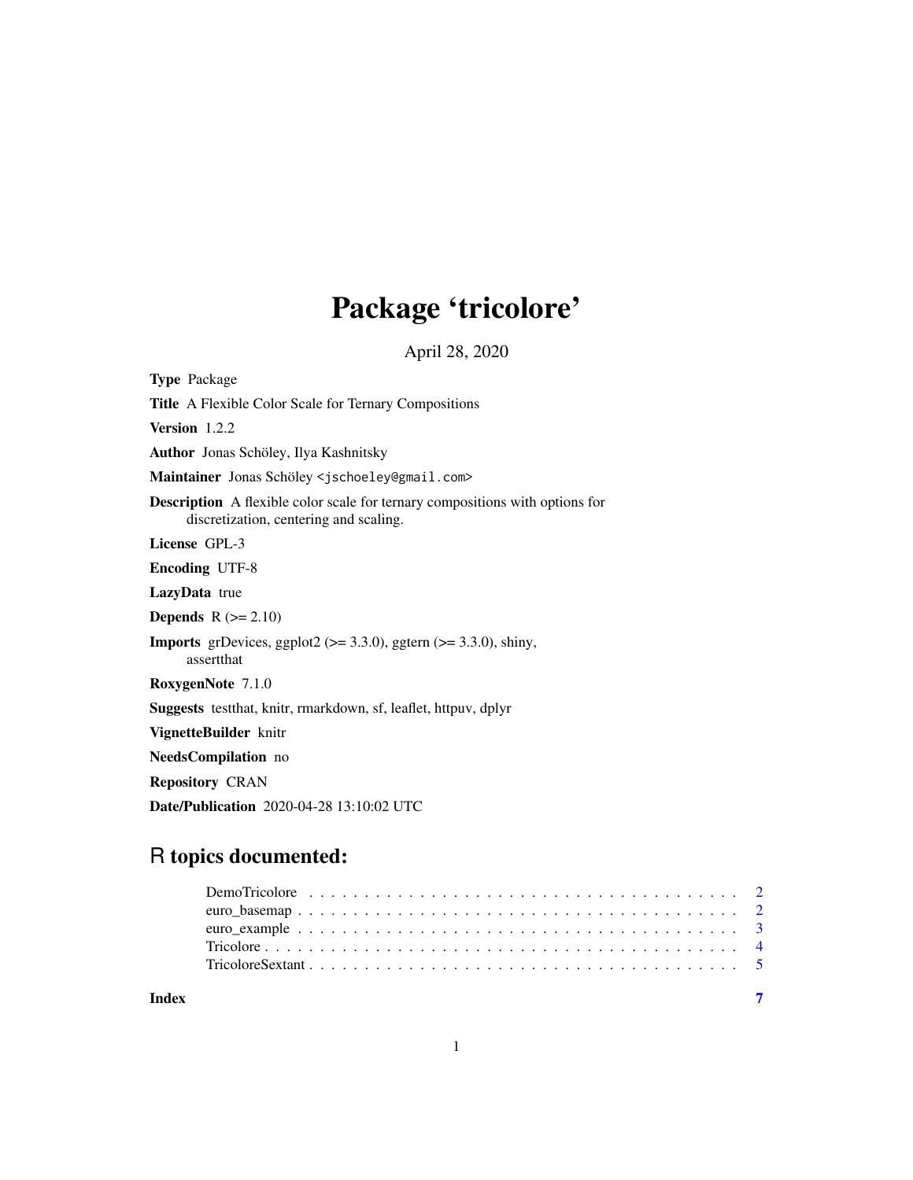# Package 'tricolore'

April 28, 2020

**Type** Package

**Title** A Flexible Color Scale for Ternary Compositions

**Version** 1.2.2

**Author** Jonas Schöley, Ilya Kashnitsky

**Maintainer** Jonas Schöley <jschoeley@gmail.com>

**Description** A flexible color scale for ternary compositions with options for discretization, centering and scaling.

**License** GPL-3

**Encoding** UTF-8

**LazyData** true

**Depends** R (>= 2.10)

**Imports** grDevices, ggplot2 (>= 3.3.0), ggtern (>= 3.3.0), shiny, assertthat

**RoxygenNote** 7.1.0

**Suggests** testthat, knitr, rmarkdown, sf, leaflet, httpuv, dplyr

**VignetteBuilder** knitr

**NeedsCompilation** no

**Repository** CRAN

**Date/Publication** 2020-04-28 13:10:02 UTC

## R topics documented:

| | |
|---|---|
| DemoTricolore | 2 |
| euro_basemap | 2 |
| euro_example | 3 |
| Tricolore | 4 |
| TricoloreSextant | 5 |
| **Index** | **7** |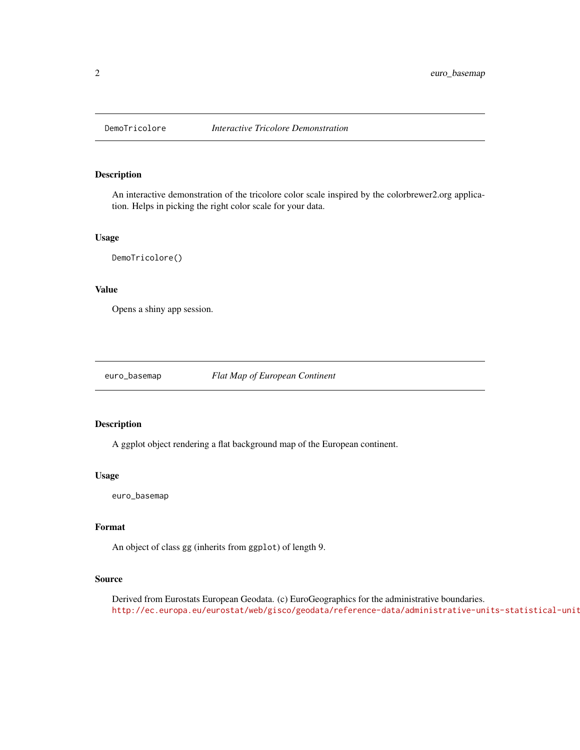## DemoTricolore *Interactive Tricolore Demonstration*

### Description

An interactive demonstration of the tricolore color scale inspired by the colorbrewer2.org application. Helps in picking the right color scale for your data.

### Usage

```
DemoTricolore()
```

### Value

Opens a shiny app session.

## euro_basemap *Flat Map of European Continent*

### Description

A ggplot object rendering a flat background map of the European continent.

### Usage

```
euro_basemap
```

### Format

An object of class gg (inherits from ggplot) of length 9.

### Source

Derived from Eurostats European Geodata. (c) EuroGeographics for the administrative boundaries. http://ec.europa.eu/eurostat/web/gisco/geodata/reference-data/administrative-units-statistical-unit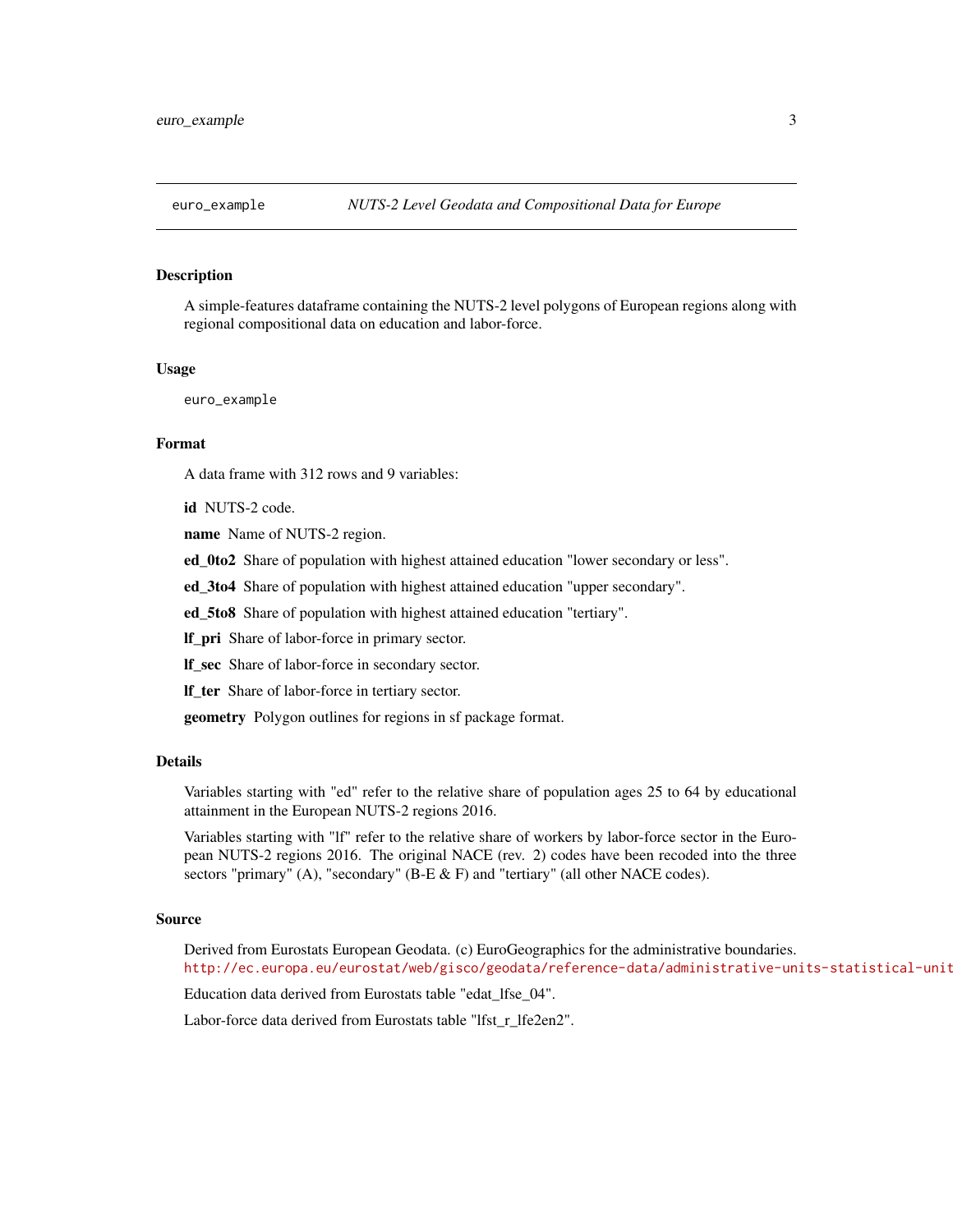`euro_example` *NUTS-2 Level Geodata and Compositional Data for Europe*

---

### Description

A simple-features dataframe containing the NUTS-2 level polygons of European regions along with regional compositional data on education and labor-force.

### Usage

```
euro_example
```

### Format

A data frame with 312 rows and 9 variables:

**id** NUTS-2 code.

**name** Name of NUTS-2 region.

**ed_0to2** Share of population with highest attained education "lower secondary or less".

**ed_3to4** Share of population with highest attained education "upper secondary".

**ed_5to8** Share of population with highest attained education "tertiary".

**lf_pri** Share of labor-force in primary sector.

**lf_sec** Share of labor-force in secondary sector.

**lf_ter** Share of labor-force in tertiary sector.

**geometry** Polygon outlines for regions in sf package format.

### Details

Variables starting with "ed" refer to the relative share of population ages 25 to 64 by educational attainment in the European NUTS-2 regions 2016.

Variables starting with "lf" refer to the relative share of workers by labor-force sector in the European NUTS-2 regions 2016. The original NACE (rev. 2) codes have been recoded into the three sectors "primary" (A), "secondary" (B-E & F) and "tertiary" (all other NACE codes).

### Source

Derived from Eurostats European Geodata. (c) EuroGeographics for the administrative boundaries. http://ec.europa.eu/eurostat/web/gisco/geodata/reference-data/administrative-units-statistical-unit

Education data derived from Eurostats table "edat_lfse_04".

Labor-force data derived from Eurostats table "lfst_r_lfe2en2".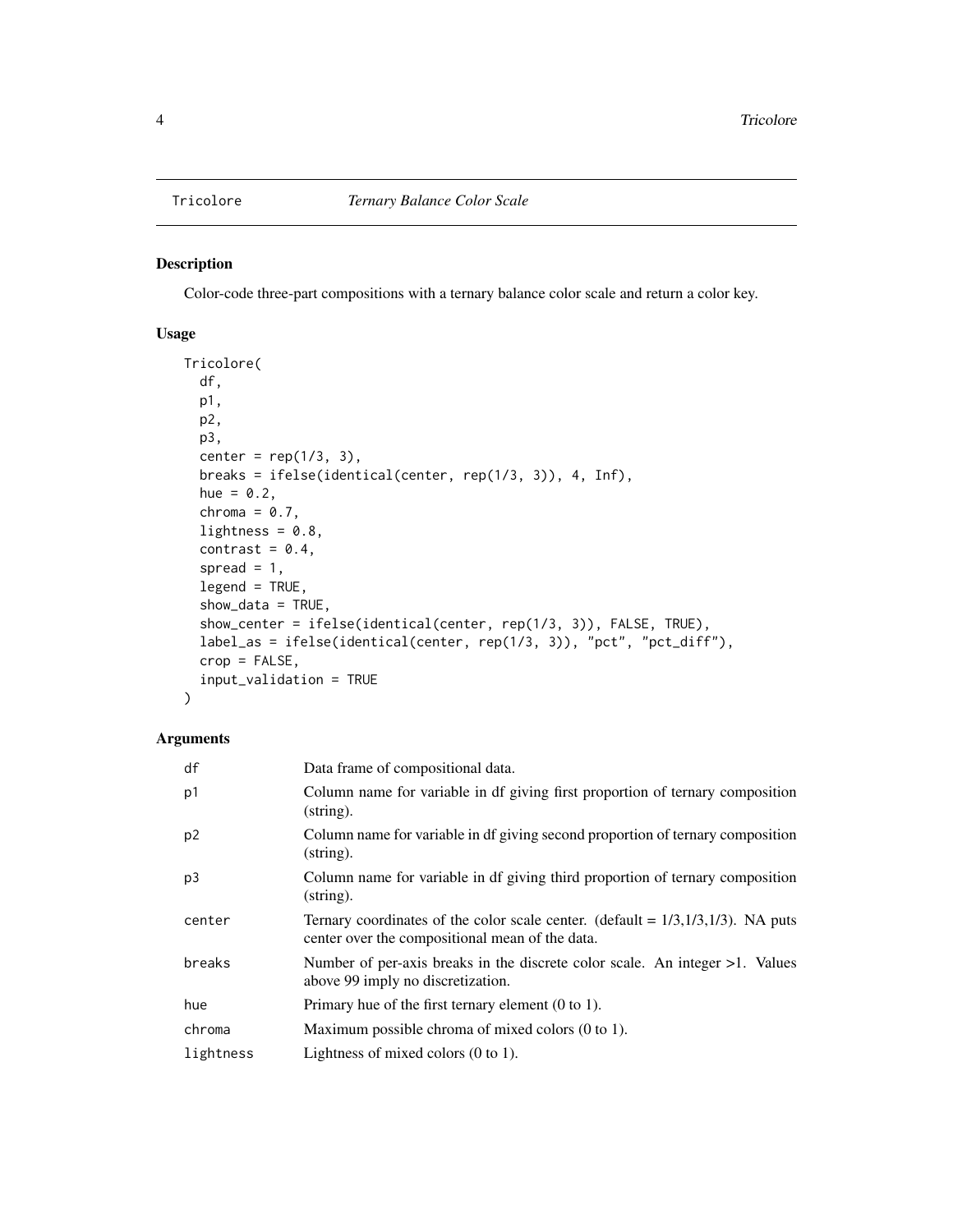Tricolore *Ternary Balance Color Scale*

## Description

Color-code three-part compositions with a ternary balance color scale and return a color key.

## Usage

```
Tricolore(
  df,
  p1,
  p2,
  p3,
  center = rep(1/3, 3),
  breaks = ifelse(identical(center, rep(1/3, 3)), 4, Inf),
  hue = 0.2,
  chroma = 0.7,
  lightness = 0.8,
  contrast = 0.4,
  spread = 1,
  legend = TRUE,
  show_data = TRUE,
  show_center = ifelse(identical(center, rep(1/3, 3)), FALSE, TRUE),
  label_as = ifelse(identical(center, rep(1/3, 3)), "pct", "pct_diff"),
  crop = FALSE,
  input_validation = TRUE
)
```

## Arguments

| | |
|---|---|
| df | Data frame of compositional data. |
| p1 | Column name for variable in df giving first proportion of ternary composition (string). |
| p2 | Column name for variable in df giving second proportion of ternary composition (string). |
| p3 | Column name for variable in df giving third proportion of ternary composition (string). |
| center | Ternary coordinates of the color scale center. (default = 1/3,1/3,1/3). NA puts center over the compositional mean of the data. |
| breaks | Number of per-axis breaks in the discrete color scale. An integer >1. Values above 99 imply no discretization. |
| hue | Primary hue of the first ternary element (0 to 1). |
| chroma | Maximum possible chroma of mixed colors (0 to 1). |
| lightness | Lightness of mixed colors (0 to 1). |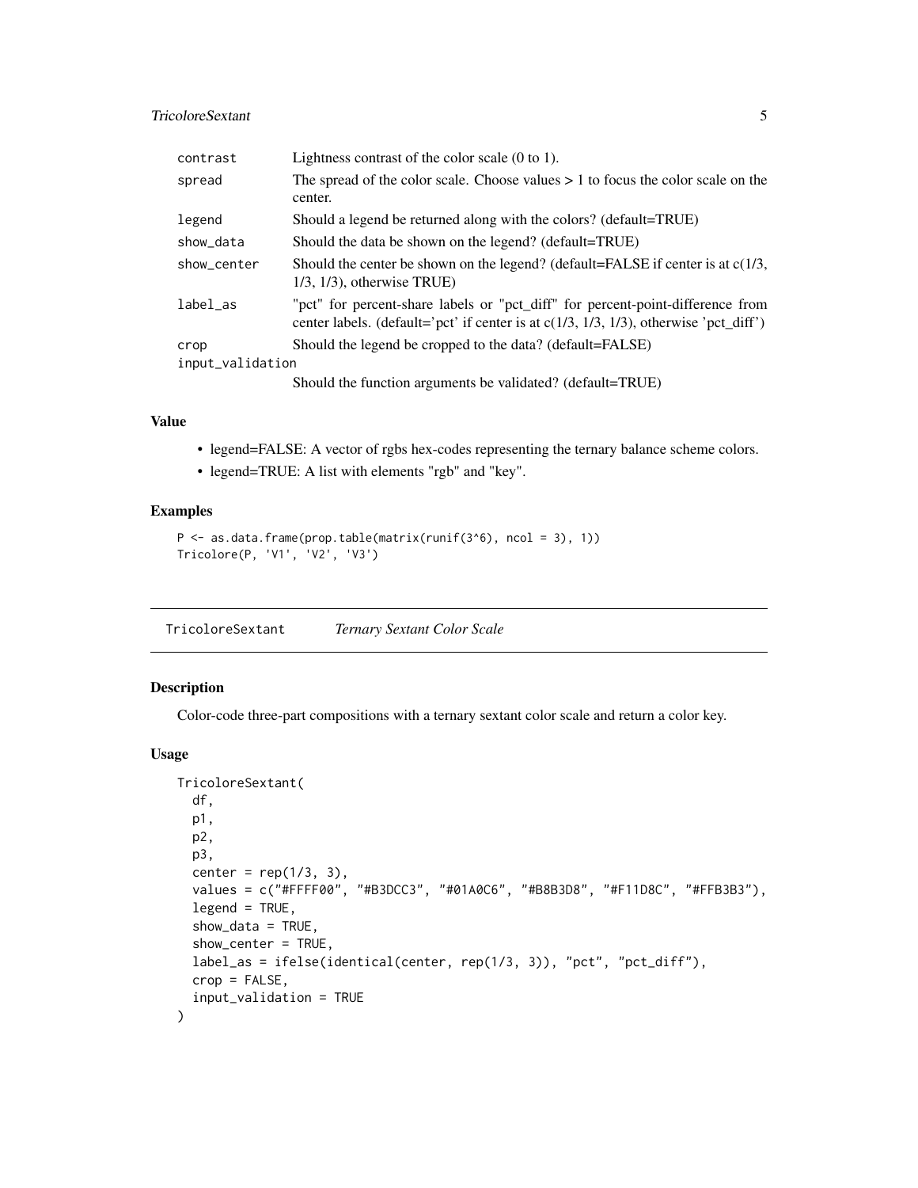| | |
|---|---|
| contrast | Lightness contrast of the color scale (0 to 1). |
| spread | The spread of the color scale. Choose values > 1 to focus the color scale on the center. |
| legend | Should a legend be returned along with the colors? (default=TRUE) |
| show_data | Should the data be shown on the legend? (default=TRUE) |
| show_center | Should the center be shown on the legend? (default=FALSE if center is at c(1/3, 1/3, 1/3), otherwise TRUE) |
| label_as | "pct" for percent-share labels or "pct_diff" for percent-point-difference from center labels. (default='pct' if center is at c(1/3, 1/3, 1/3), otherwise 'pct_diff') |
| crop | Should the legend be cropped to the data? (default=FALSE) |
| input_validation | Should the function arguments be validated? (default=TRUE) |

### Value

- legend=FALSE: A vector of rgbs hex-codes representing the ternary balance scheme colors.
- legend=TRUE: A list with elements "rgb" and "key".

### Examples

```
P <- as.data.frame(prop.table(matrix(runif(3^6), ncol = 3), 1))
Tricolore(P, 'V1', 'V2', 'V3')
```

---

## TricoloreSextant *Ternary Sextant Color Scale*

### Description

Color-code three-part compositions with a ternary sextant color scale and return a color key.

### Usage

```
TricoloreSextant(
  df,
  p1,
  p2,
  p3,
  center = rep(1/3, 3),
  values = c("#FFFF00", "#B3DCC3", "#01A0C6", "#B8B3D8", "#F11D8C", "#FFB3B3"),
  legend = TRUE,
  show_data = TRUE,
  show_center = TRUE,
  label_as = ifelse(identical(center, rep(1/3, 3)), "pct", "pct_diff"),
  crop = FALSE,
  input_validation = TRUE
)
```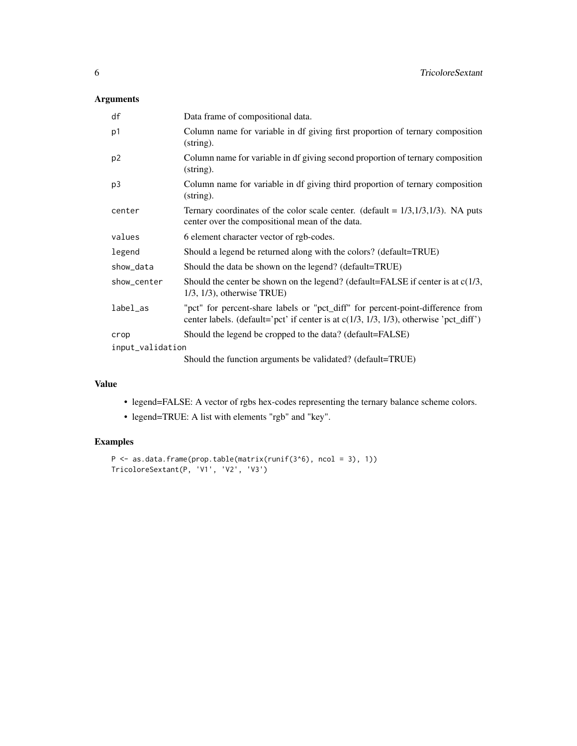## Arguments

| | |
|---|---|
| `df` | Data frame of compositional data. |
| `p1` | Column name for variable in df giving first proportion of ternary composition (string). |
| `p2` | Column name for variable in df giving second proportion of ternary composition (string). |
| `p3` | Column name for variable in df giving third proportion of ternary composition (string). |
| `center` | Ternary coordinates of the color scale center. (default = 1/3,1/3,1/3). NA puts center over the compositional mean of the data. |
| `values` | 6 element character vector of rgb-codes. |
| `legend` | Should a legend be returned along with the colors? (default=TRUE) |
| `show_data` | Should the data be shown on the legend? (default=TRUE) |
| `show_center` | Should the center be shown on the legend? (default=FALSE if center is at c(1/3, 1/3, 1/3), otherwise TRUE) |
| `label_as` | "pct" for percent-share labels or "pct_diff" for percent-point-difference from center labels. (default='pct' if center is at c(1/3, 1/3, 1/3), otherwise 'pct_diff') |
| `crop` | Should the legend be cropped to the data? (default=FALSE) |
| `input_validation` | Should the function arguments be validated? (default=TRUE) |

## Value

- legend=FALSE: A vector of rgbs hex-codes representing the ternary balance scheme colors.
- legend=TRUE: A list with elements "rgb" and "key".

## Examples

```
P <- as.data.frame(prop.table(matrix(runif(3^6), ncol = 3), 1))
TricoloreSextant(P, 'V1', 'V2', 'V3')
```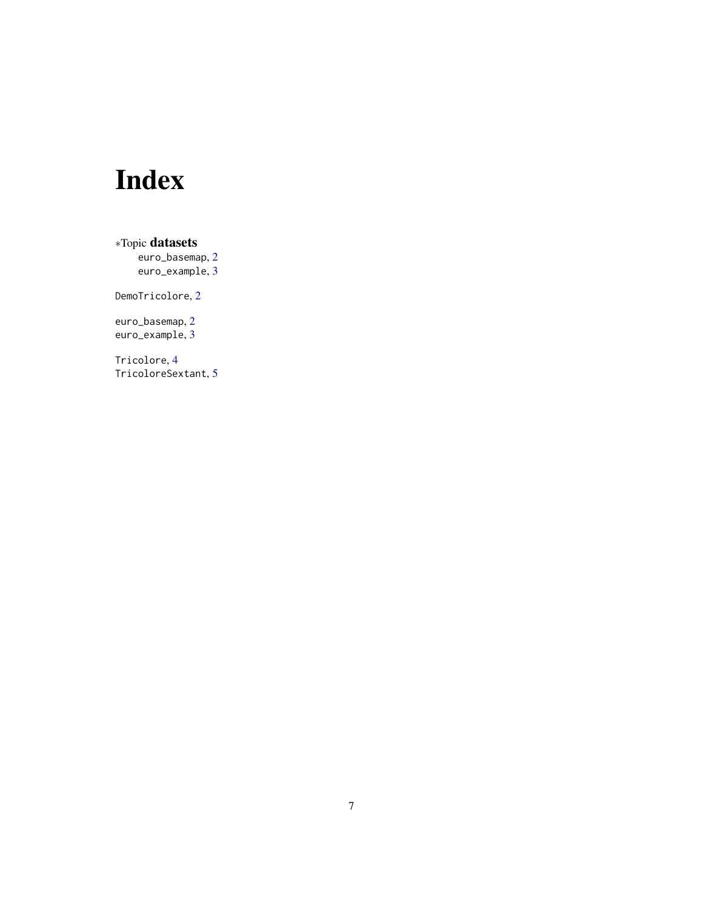# Index

*Topic **datasets**
    euro_basemap, 2
    euro_example, 3

DemoTricolore, 2

euro_basemap, 2
euro_example, 3

Tricolore, 4
TricoloreSextant, 5